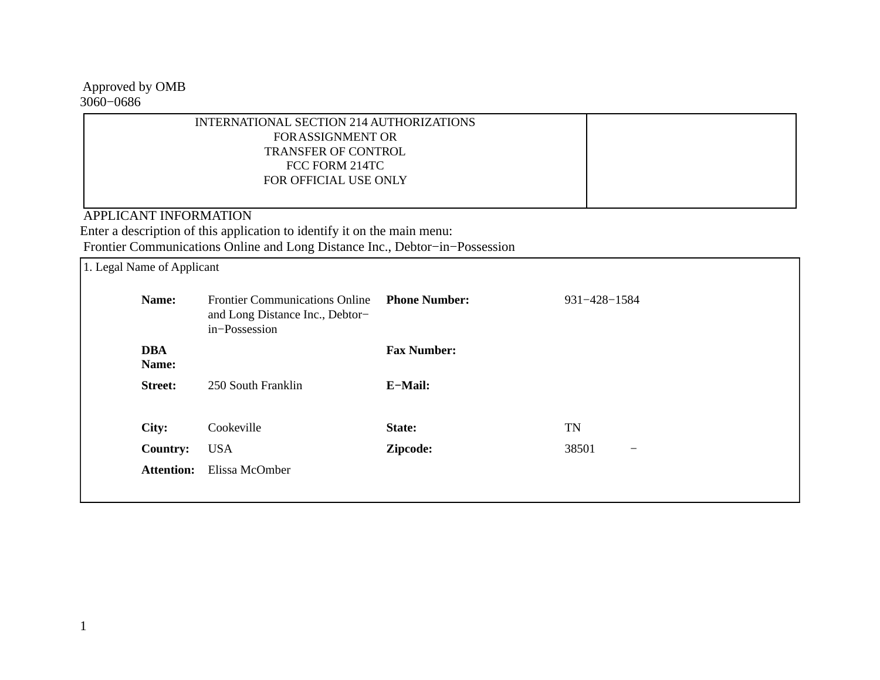Approved by OMB
3060−0686

| INTERNATIONAL SECTION 214 AUTHORIZATIONS<br>FORASSIGNMENT OR<br>TRANSFER OF CONTROL<br>FCC FORM 214TC<br>FOR OFFICIAL USE ONLY | |
|---|---|

APPLICANT INFORMATION

Enter a description of this application to identify it on the main menu:

Frontier Communications Online and Long Distance Inc., Debtor−in−Possession

1. Legal Name of Applicant

| | | | |
|---|---|---|---|
| **Name:** | Frontier Communications Online and Long Distance Inc., Debtor−in−Possession | **Phone Number:** | 931−428−1584 |
| **DBA Name:** | | **Fax Number:** | |
| **Street:** | 250 South Franklin | **E−Mail:** | |
| **City:** | Cookeville | **State:** | TN |
| **Country:** | USA | **Zipcode:** | 38501 − |
| **Attention:** | Elissa McOmber | | |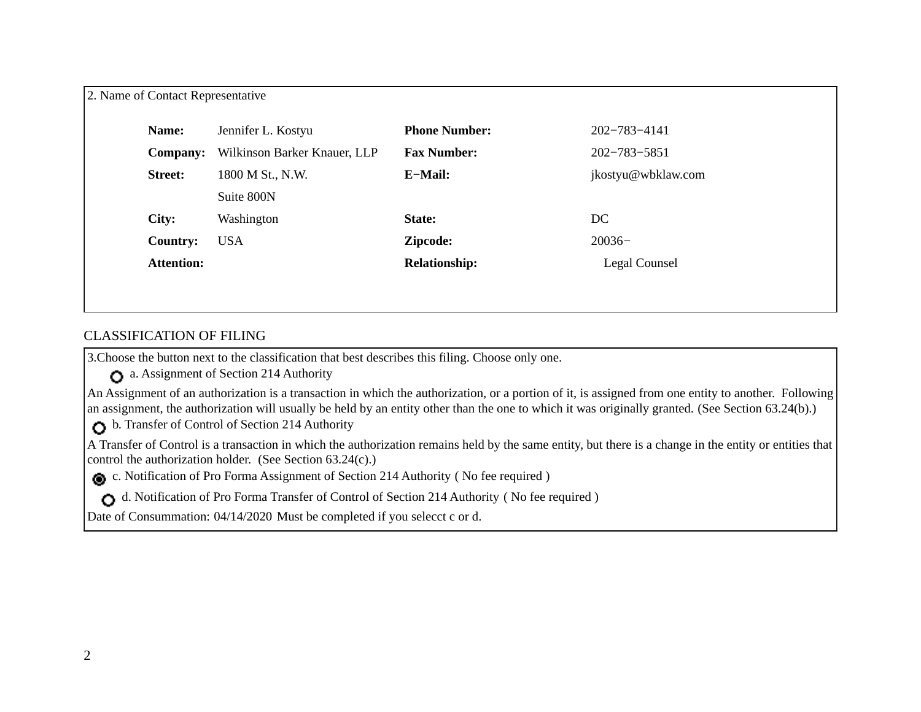2. Name of Contact Representative

| | | | |
|---|---|---|---|
| **Name:** | Jennifer L. Kostyu | **Phone Number:** | 202−783−4141 |
| **Company:** | Wilkinson Barker Knauer, LLP | **Fax Number:** | 202−783−5851 |
| **Street:** | 1800 M St., N.W. | **E−Mail:** | jkostyu@wbklaw.com |
| | Suite 800N | | |
| **City:** | Washington | **State:** | DC |
| **Country:** | USA | **Zipcode:** | 20036− |
| **Attention:** | | **Relationship:** | Legal Counsel |

CLASSIFICATION OF FILING

3.Choose the button next to the classification that best describes this filing. Choose only one.

- ○ a. Assignment of Section 214 Authority

An Assignment of an authorization is a transaction in which the authorization, or a portion of it, is assigned from one entity to another. Following an assignment, the authorization will usually be held by an entity other than the one to which it was originally granted. (See Section 63.24(b).)

- ○ b. Transfer of Control of Section 214 Authority

A Transfer of Control is a transaction in which the authorization remains held by the same entity, but there is a change in the entity or entities that control the authorization holder. (See Section 63.24(c).)

- ◉ c. Notification of Pro Forma Assignment of Section 214 Authority ( No fee required )
- ○ d. Notification of Pro Forma Transfer of Control of Section 214 Authority ( No fee required )

Date of Consummation: 04/14/2020 Must be completed if you selecct c or d.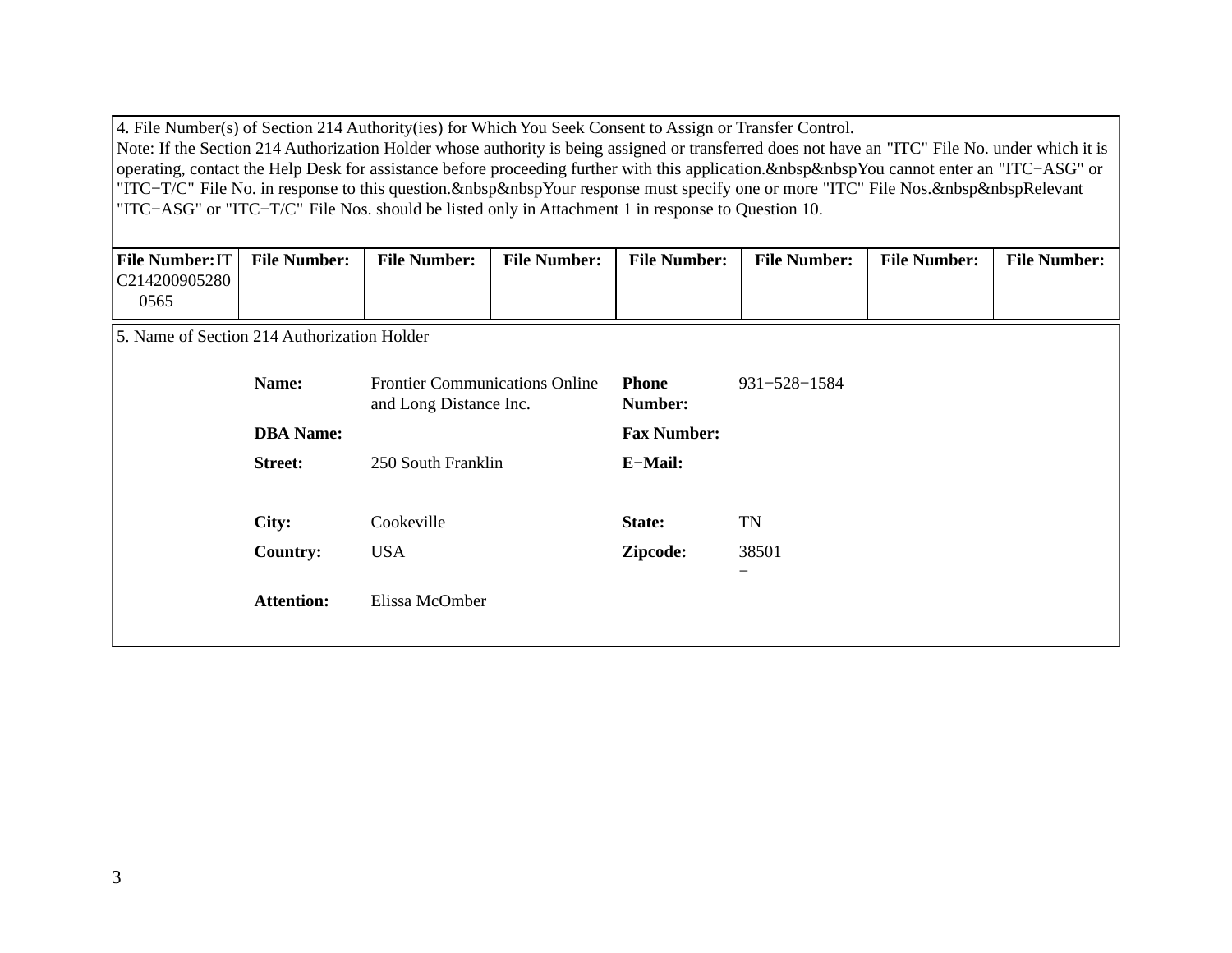4. File Number(s) of Section 214 Authority(ies) for Which You Seek Consent to Assign or Transfer Control.
Note: If the Section 214 Authorization Holder whose authority is being assigned or transferred does not have an "ITC" File No. under which it is operating, contact the Help Desk for assistance before proceeding further with this application.&nbsp&nbspYou cannot enter an "ITC−ASG" or "ITC−T/C" File No. in response to this question.&nbsp&nbspYour response must specify one or more "ITC" File Nos.&nbsp&nbspRelevant "ITC−ASG" or "ITC−T/C" File Nos. should be listed only in Attachment 1 in response to Question 10.

| **File Number:** ITC2142009052800565 | **File Number:** | **File Number:** | **File Number:** | **File Number:** | **File Number:** | **File Number:** | **File Number:** |
|---|---|---|---|---|---|---|---|

5. Name of Section 214 Authorization Holder

| | | | |
|---|---|---|---|
| **Name:** | Frontier Communications Online and Long Distance Inc. | **Phone Number:** | 931−528−1584 |
| **DBA Name:** | | **Fax Number:** | |
| **Street:** | 250 South Franklin | **E−Mail:** | |
| **City:** | Cookeville | **State:** | TN |
| **Country:** | USA | **Zipcode:** | 38501 − |
| **Attention:** | Elissa McOmber | | |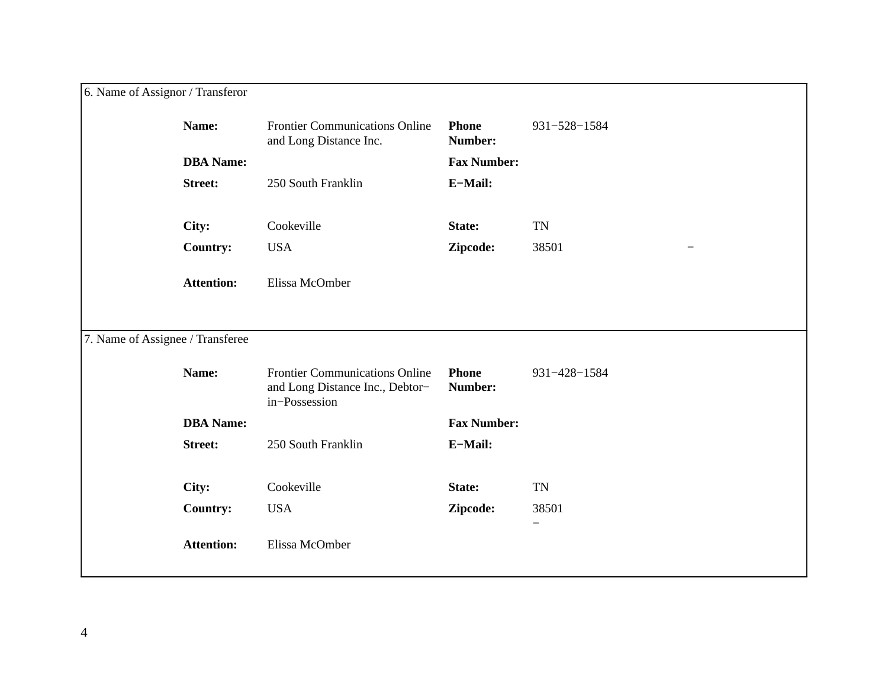## 6. Name of Assignor / Transferor

| | | | |
|---|---|---|---|
| **Name:** | Frontier Communications Online and Long Distance Inc. | **Phone Number:** | 931−528−1584 |
| **DBA Name:** | | **Fax Number:** | |
| **Street:** | 250 South Franklin | **E−Mail:** | |
| **City:** | Cookeville | **State:** | TN |
| **Country:** | USA | **Zipcode:** | 38501 − |
| **Attention:** | Elissa McOmber | | |

## 7. Name of Assignee / Transferee

| | | | |
|---|---|---|---|
| **Name:** | Frontier Communications Online and Long Distance Inc., Debtor−in−Possession | **Phone Number:** | 931−428−1584 |
| **DBA Name:** | | **Fax Number:** | |
| **Street:** | 250 South Franklin | **E−Mail:** | |
| **City:** | Cookeville | **State:** | TN |
| **Country:** | USA | **Zipcode:** | 38501 − |
| **Attention:** | Elissa McOmber | | |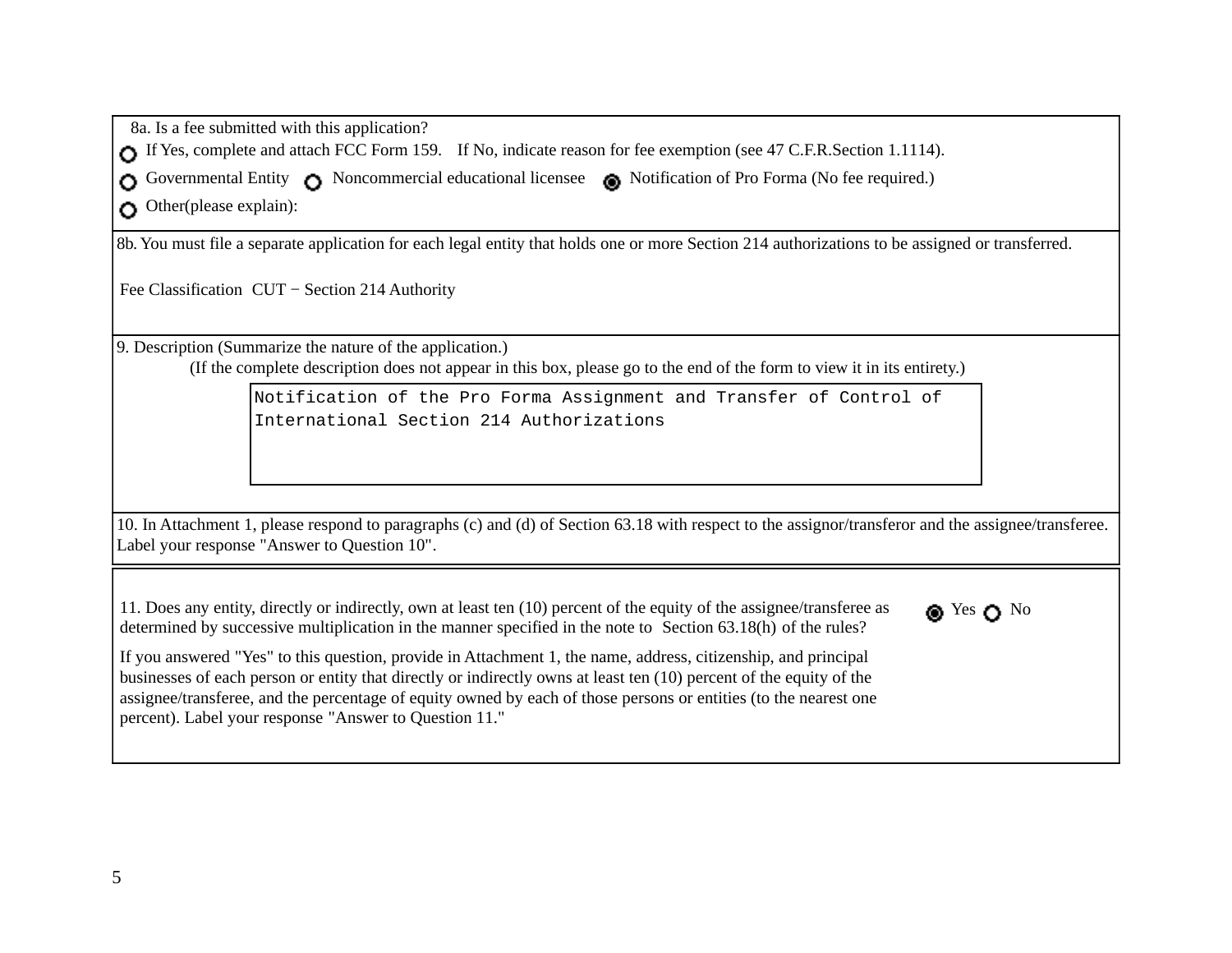8a. Is a fee submitted with this application?

○ If Yes, complete and attach FCC Form 159. If No, indicate reason for fee exemption (see 47 C.F.R.Section 1.1114).

○ Governmental Entity ○ Noncommercial educational licensee ● Notification of Pro Forma (No fee required.)

○ Other(please explain):

8b. You must file a separate application for each legal entity that holds one or more Section 214 authorizations to be assigned or transferred.

Fee Classification CUT − Section 214 Authority

9. Description (Summarize the nature of the application.)
(If the complete description does not appear in this box, please go to the end of the form to view it in its entirety.)

```
Notification of the Pro Forma Assignment and Transfer of Control of
International Section 214 Authorizations
```

10. In Attachment 1, please respond to paragraphs (c) and (d) of Section 63.18 with respect to the assignor/transferor and the assignee/transferee. Label your response "Answer to Question 10".

11. Does any entity, directly or indirectly, own at least ten (10) percent of the equity of the assignee/transferee as determined by successive multiplication in the manner specified in the note to Section 63.18(h) of the rules? ● Yes ○ No

If you answered "Yes" to this question, provide in Attachment 1, the name, address, citizenship, and principal businesses of each person or entity that directly or indirectly owns at least ten (10) percent of the equity of the assignee/transferee, and the percentage of equity owned by each of those persons or entities (to the nearest one percent). Label your response "Answer to Question 11."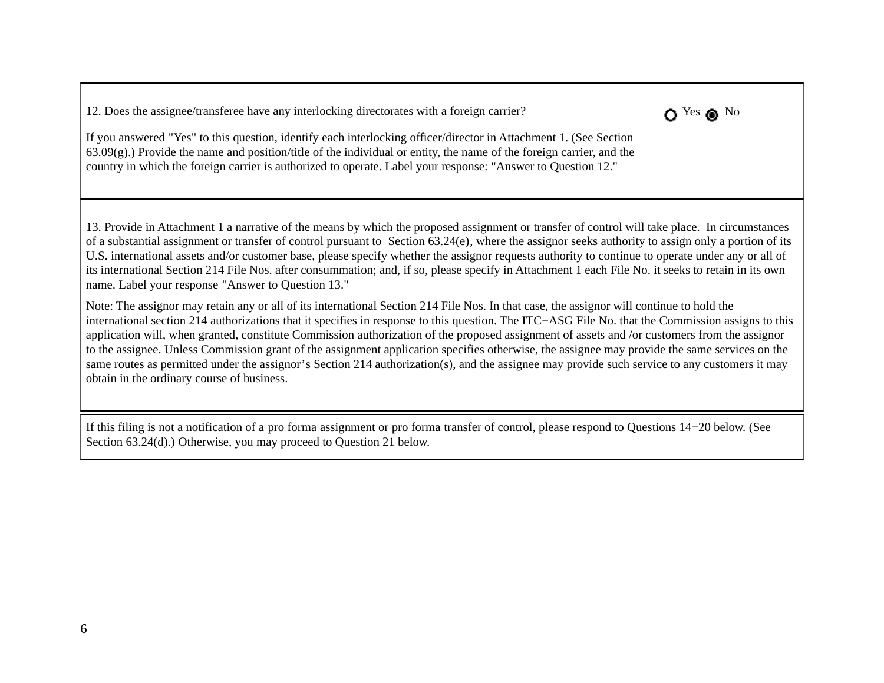12. Does the assignee/transferee have any interlocking directorates with a foreign carrier? ○ Yes ◉ No

If you answered "Yes" to this question, identify each interlocking officer/director in Attachment 1. (See Section 63.09(g).) Provide the name and position/title of the individual or entity, the name of the foreign carrier, and the country in which the foreign carrier is authorized to operate. Label your response: "Answer to Question 12."

13. Provide in Attachment 1 a narrative of the means by which the proposed assignment or transfer of control will take place. In circumstances of a substantial assignment or transfer of control pursuant to Section 63.24(e), where the assignor seeks authority to assign only a portion of its U.S. international assets and/or customer base, please specify whether the assignor requests authority to continue to operate under any or all of its international Section 214 File Nos. after consummation; and, if so, please specify in Attachment 1 each File No. it seeks to retain in its own name. Label your response "Answer to Question 13."

Note: The assignor may retain any or all of its international Section 214 File Nos. In that case, the assignor will continue to hold the international section 214 authorizations that it specifies in response to this question. The ITC−ASG File No. that the Commission assigns to this application will, when granted, constitute Commission authorization of the proposed assignment of assets and /or customers from the assignor to the assignee. Unless Commission grant of the assignment application specifies otherwise, the assignee may provide the same services on the same routes as permitted under the assignor's Section 214 authorization(s), and the assignee may provide such service to any customers it may obtain in the ordinary course of business.

If this filing is not a notification of a pro forma assignment or pro forma transfer of control, please respond to Questions 14−20 below. (See Section 63.24(d).) Otherwise, you may proceed to Question 21 below.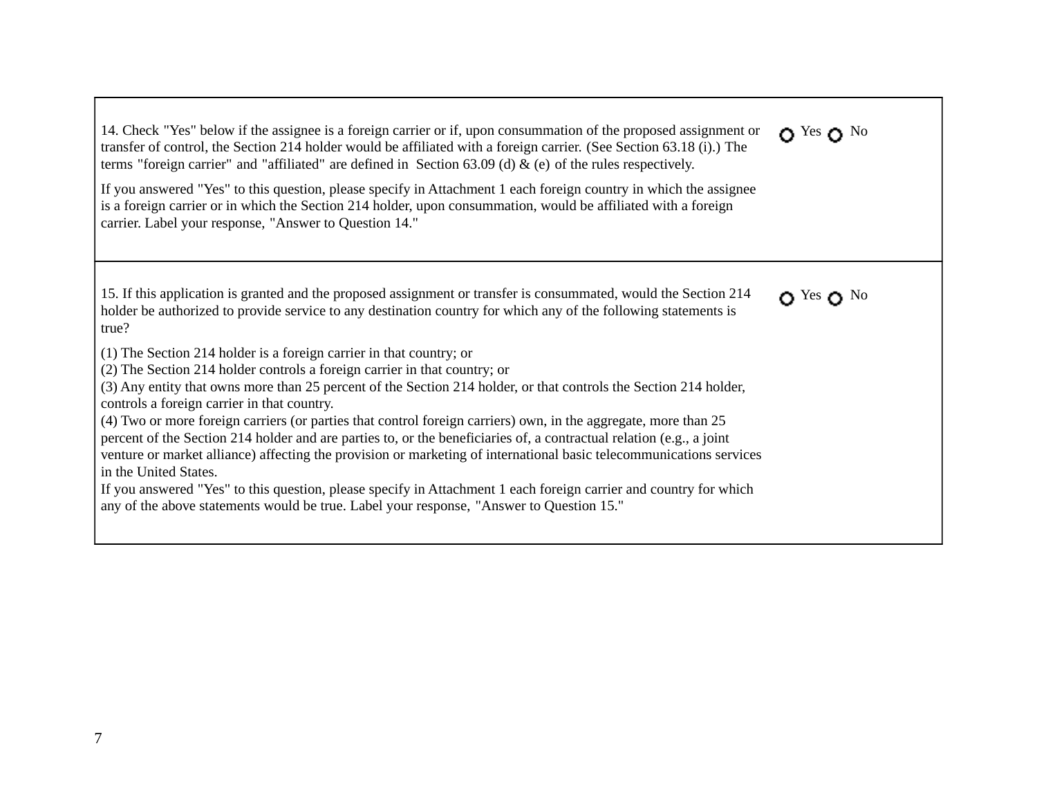14. Check "Yes" below if the assignee is a foreign carrier or if, upon consummation of the proposed assignment or transfer of control, the Section 214 holder would be affiliated with a foreign carrier. (See Section 63.18 (i).) The terms "foreign carrier" and "affiliated" are defined in Section 63.09 (d) & (e) of the rules respectively.

○ Yes ○ No

If you answered "Yes" to this question, please specify in Attachment 1 each foreign country in which the assignee is a foreign carrier or in which the Section 214 holder, upon consummation, would be affiliated with a foreign carrier. Label your response, "Answer to Question 14."

15. If this application is granted and the proposed assignment or transfer is consummated, would the Section 214 holder be authorized to provide service to any destination country for which any of the following statements is true?

○ Yes ○ No

(1) The Section 214 holder is a foreign carrier in that country; or
(2) The Section 214 holder controls a foreign carrier in that country; or
(3) Any entity that owns more than 25 percent of the Section 214 holder, or that controls the Section 214 holder, controls a foreign carrier in that country.
(4) Two or more foreign carriers (or parties that control foreign carriers) own, in the aggregate, more than 25 percent of the Section 214 holder and are parties to, or the beneficiaries of, a contractual relation (e.g., a joint venture or market alliance) affecting the provision or marketing of international basic telecommunications services in the United States.

If you answered "Yes" to this question, please specify in Attachment 1 each foreign carrier and country for which any of the above statements would be true. Label your response, "Answer to Question 15."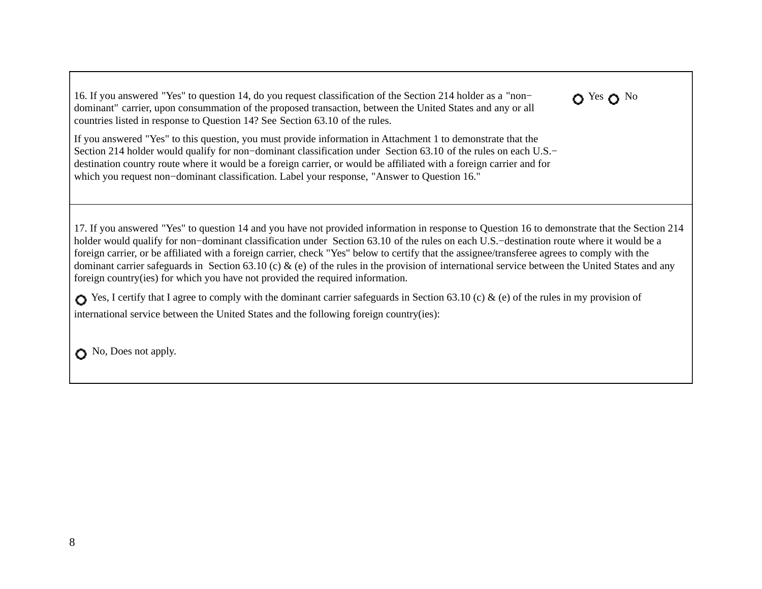16. If you answered "Yes" to question 14, do you request classification of the Section 214 holder as a "non−dominant" carrier, upon consummation of the proposed transaction, between the United States and any or all countries listed in response to Question 14? See Section 63.10 of the rules.

○ Yes ○ No

If you answered "Yes" to this question, you must provide information in Attachment 1 to demonstrate that the Section 214 holder would qualify for non−dominant classification under Section 63.10 of the rules on each U.S.−destination country route where it would be a foreign carrier, or would be affiliated with a foreign carrier and for which you request non−dominant classification. Label your response, "Answer to Question 16."

17. If you answered "Yes" to question 14 and you have not provided information in response to Question 16 to demonstrate that the Section 214 holder would qualify for non−dominant classification under Section 63.10 of the rules on each U.S.−destination route where it would be a foreign carrier, or be affiliated with a foreign carrier, check "Yes" below to certify that the assignee/transferee agrees to comply with the dominant carrier safeguards in Section 63.10 (c) & (e) of the rules in the provision of international service between the United States and any foreign country(ies) for which you have not provided the required information.

○ Yes, I certify that I agree to comply with the dominant carrier safeguards in Section 63.10 (c) & (e) of the rules in my provision of international service between the United States and the following foreign country(ies):

○ No, Does not apply.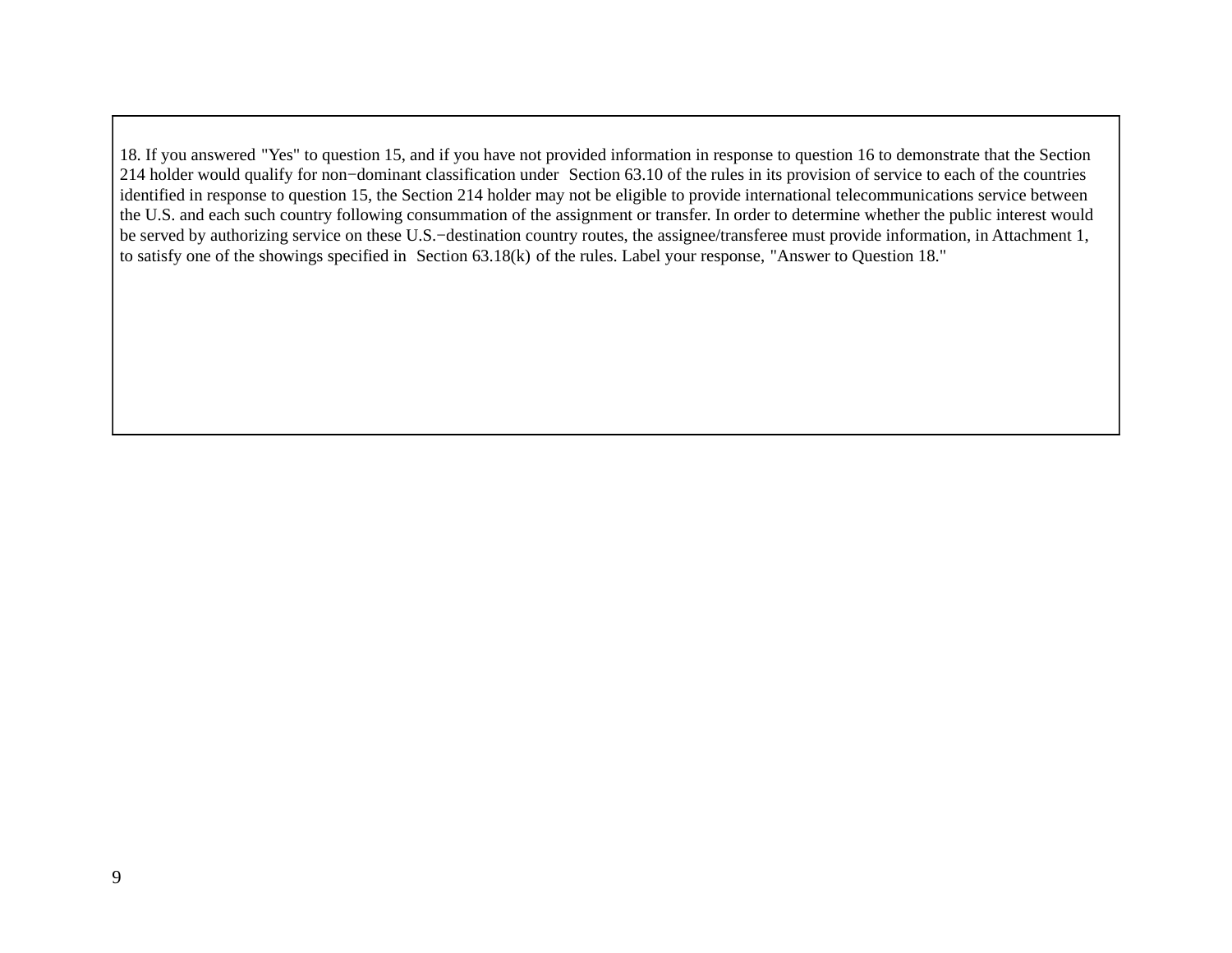18. If you answered "Yes" to question 15, and if you have not provided information in response to question 16 to demonstrate that the Section 214 holder would qualify for non−dominant classification under Section 63.10 of the rules in its provision of service to each of the countries identified in response to question 15, the Section 214 holder may not be eligible to provide international telecommunications service between the U.S. and each such country following consummation of the assignment or transfer. In order to determine whether the public interest would be served by authorizing service on these U.S.−destination country routes, the assignee/transferee must provide information, in Attachment 1, to satisfy one of the showings specified in Section 63.18(k) of the rules. Label your response, "Answer to Question 18."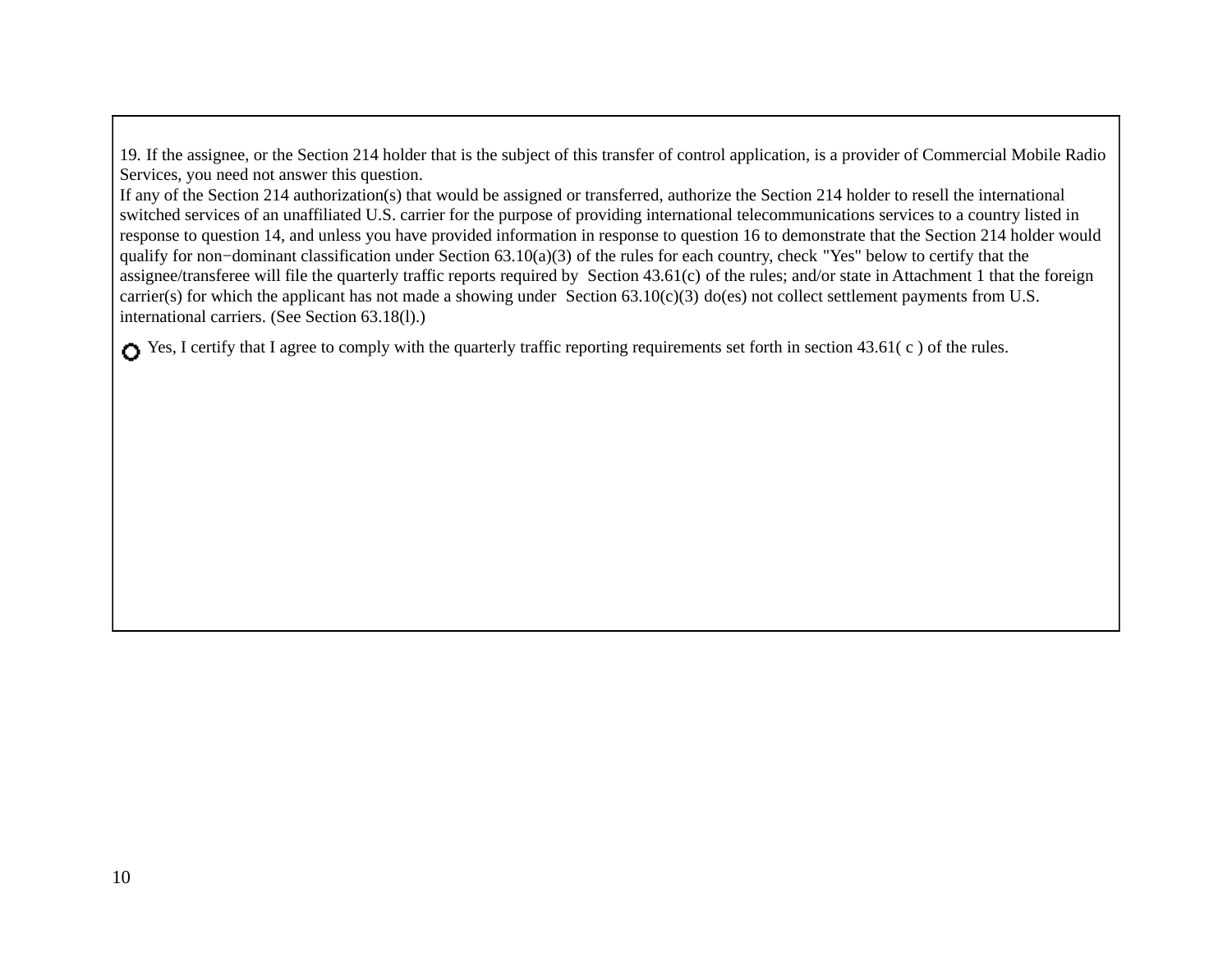19. If the assignee, or the Section 214 holder that is the subject of this transfer of control application, is a provider of Commercial Mobile Radio Services, you need not answer this question.

If any of the Section 214 authorization(s) that would be assigned or transferred, authorize the Section 214 holder to resell the international switched services of an unaffiliated U.S. carrier for the purpose of providing international telecommunications services to a country listed in response to question 14, and unless you have provided information in response to question 16 to demonstrate that the Section 214 holder would qualify for non−dominant classification under Section 63.10(a)(3) of the rules for each country, check "Yes" below to certify that the assignee/transferee will file the quarterly traffic reports required by Section 43.61(c) of the rules; and/or state in Attachment 1 that the foreign carrier(s) for which the applicant has not made a showing under Section 63.10(c)(3) do(es) not collect settlement payments from U.S. international carriers. (See Section 63.18(l).)

○ Yes, I certify that I agree to comply with the quarterly traffic reporting requirements set forth in section 43.61( c ) of the rules.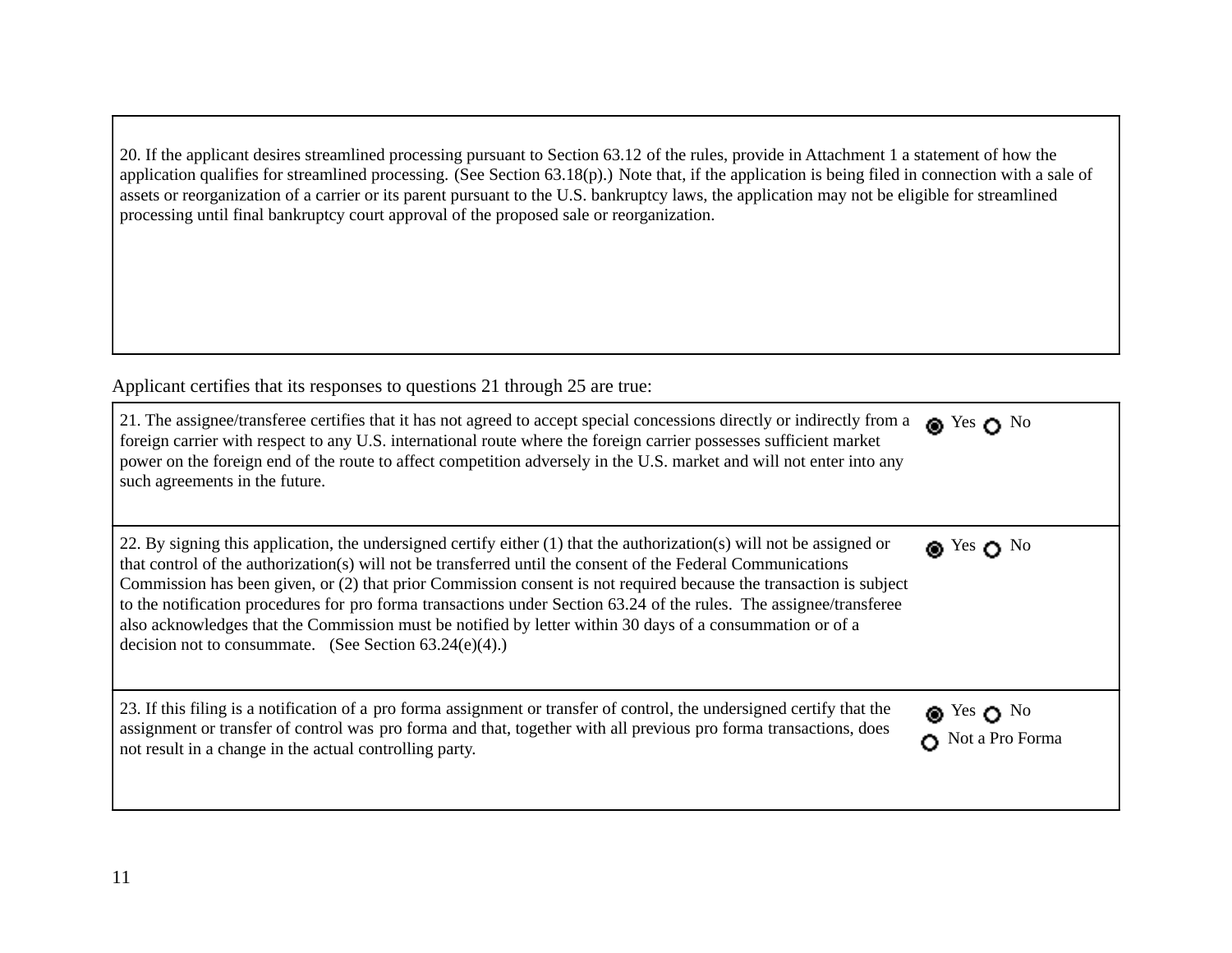20. If the applicant desires streamlined processing pursuant to Section 63.12 of the rules, provide in Attachment 1 a statement of how the application qualifies for streamlined processing. (See Section 63.18(p).) Note that, if the application is being filed in connection with a sale of assets or reorganization of a carrier or its parent pursuant to the U.S. bankruptcy laws, the application may not be eligible for streamlined processing until final bankruptcy court approval of the proposed sale or reorganization.

Applicant certifies that its responses to questions 21 through 25 are true:

| Question | Response |
| --- | --- |
| 21. The assignee/transferee certifies that it has not agreed to accept special concessions directly or indirectly from a foreign carrier with respect to any U.S. international route where the foreign carrier possesses sufficient market power on the foreign end of the route to affect competition adversely in the U.S. market and will not enter into any such agreements in the future. | (●) Yes ( ) No |
| 22. By signing this application, the undersigned certify either (1) that the authorization(s) will not be assigned or that control of the authorization(s) will not be transferred until the consent of the Federal Communications Commission has been given, or (2) that prior Commission consent is not required because the transaction is subject to the notification procedures for pro forma transactions under Section 63.24 of the rules. The assignee/transferee also acknowledges that the Commission must be notified by letter within 30 days of a consummation or of a decision not to consummate. (See Section 63.24(e)(4).) | (●) Yes ( ) No |
| 23. If this filing is a notification of a pro forma assignment or transfer of control, the undersigned certify that the assignment or transfer of control was pro forma and that, together with all previous pro forma transactions, does not result in a change in the actual controlling party. | (●) Yes ( ) No ( ) Not a Pro Forma |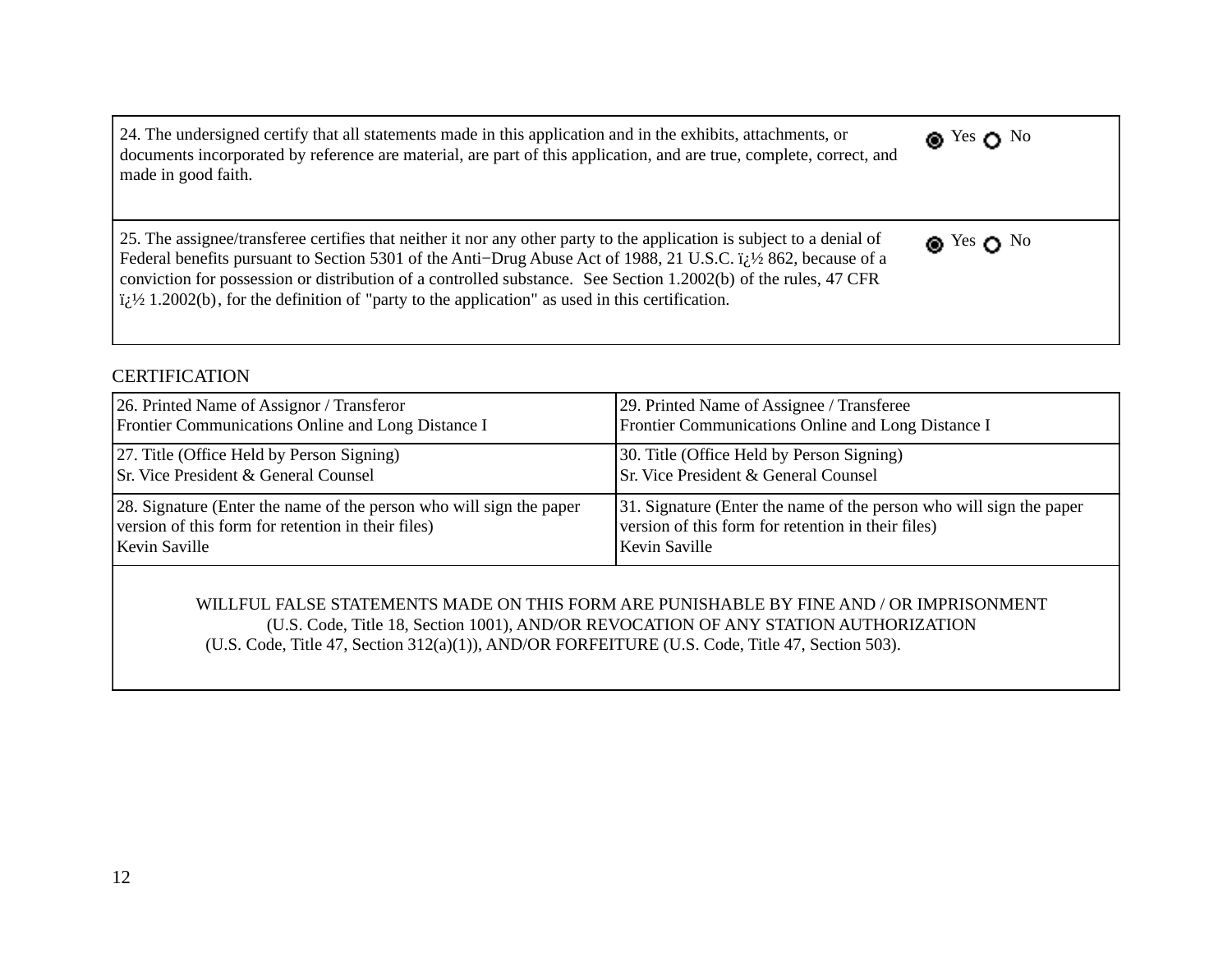| | |
|---|---|
| 24. The undersigned certify that all statements made in this application and in the exhibits, attachments, or documents incorporated by reference are material, are part of this application, and are true, complete, correct, and made in good faith. | ◉ Yes ○ No |
| 25. The assignee/transferee certifies that neither it nor any other party to the application is subject to a denial of Federal benefits pursuant to Section 5301 of the Anti−Drug Abuse Act of 1988, 21 U.S.C. ï¿½ 862, because of a conviction for possession or distribution of a controlled substance. See Section 1.2002(b) of the rules, 47 CFR ï¿½ 1.2002(b), for the definition of "party to the application" as used in this certification. | ◉ Yes ○ No |

CERTIFICATION

| | |
|---|---|
| 26. Printed Name of Assignor / Transferor<br>Frontier Communications Online and Long Distance I | 29. Printed Name of Assignee / Transferee<br>Frontier Communications Online and Long Distance I |
| 27. Title (Office Held by Person Signing)<br>Sr. Vice President & General Counsel | 30. Title (Office Held by Person Signing)<br>Sr. Vice President & General Counsel |
| 28. Signature (Enter the name of the person who will sign the paper version of this form for retention in their files)<br>Kevin Saville | 31. Signature (Enter the name of the person who will sign the paper version of this form for retention in their files)<br>Kevin Saville |

WILLFUL FALSE STATEMENTS MADE ON THIS FORM ARE PUNISHABLE BY FINE AND / OR IMPRISONMENT (U.S. Code, Title 18, Section 1001), AND/OR REVOCATION OF ANY STATION AUTHORIZATION (U.S. Code, Title 47, Section 312(a)(1)), AND/OR FORFEITURE (U.S. Code, Title 47, Section 503).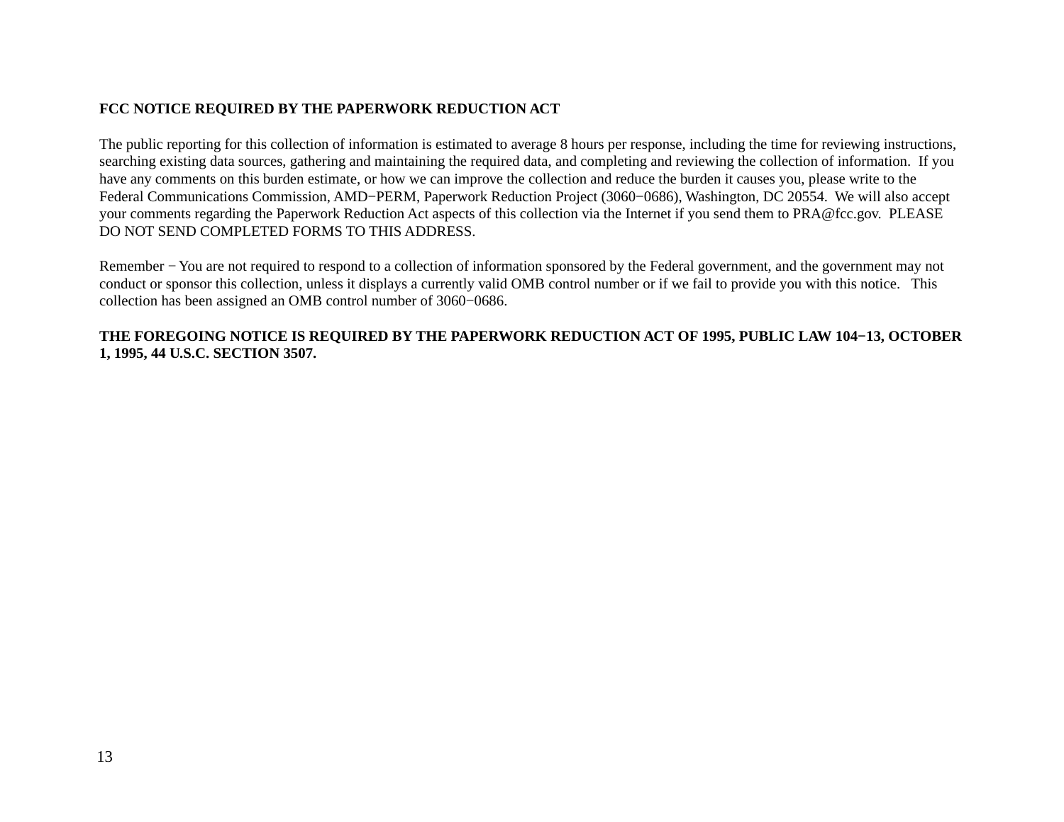**FCC NOTICE REQUIRED BY THE PAPERWORK REDUCTION ACT**

The public reporting for this collection of information is estimated to average 8 hours per response, including the time for reviewing instructions, searching existing data sources, gathering and maintaining the required data, and completing and reviewing the collection of information. If you have any comments on this burden estimate, or how we can improve the collection and reduce the burden it causes you, please write to the Federal Communications Commission, AMD−PERM, Paperwork Reduction Project (3060−0686), Washington, DC 20554. We will also accept your comments regarding the Paperwork Reduction Act aspects of this collection via the Internet if you send them to PRA@fcc.gov. PLEASE DO NOT SEND COMPLETED FORMS TO THIS ADDRESS.

Remember − You are not required to respond to a collection of information sponsored by the Federal government, and the government may not conduct or sponsor this collection, unless it displays a currently valid OMB control number or if we fail to provide you with this notice. This collection has been assigned an OMB control number of 3060−0686.

**THE FOREGOING NOTICE IS REQUIRED BY THE PAPERWORK REDUCTION ACT OF 1995, PUBLIC LAW 104−13, OCTOBER 1, 1995, 44 U.S.C. SECTION 3507.**